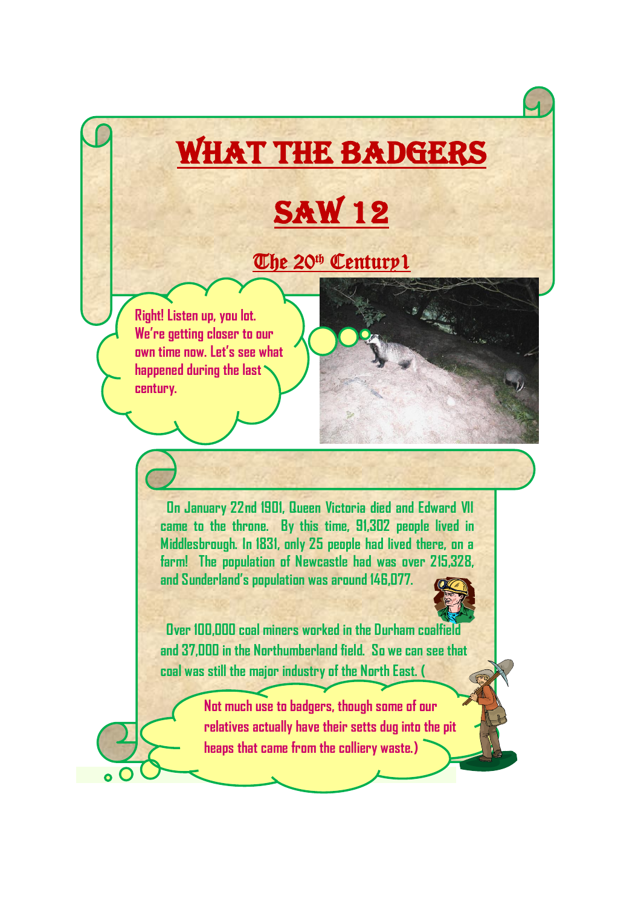# What the Badgers Saw 12

## The 20th Century1

Right! Listen up, you lot. We're getting closer to our own time now. Let's see what happened during the last century.

On January 22nd 1901, Queen Victoria died and Edward VII came to the throne. By this time, 91,302 people lived in Middlesbrough. In 1831, only 25 people had lived there, on a farm! The population of Newcastle had was over 215,328, and Sunderland's population was around 146,077.

Over 100,000 coal miners worked in the Durham coalfield and 37,000 in the Northumberland field. So we can see that coal was still the major industry of the North East. (

Not much use to badgers, though some of our relatives actually have their setts dug into the pit heaps that came from the colliery waste.)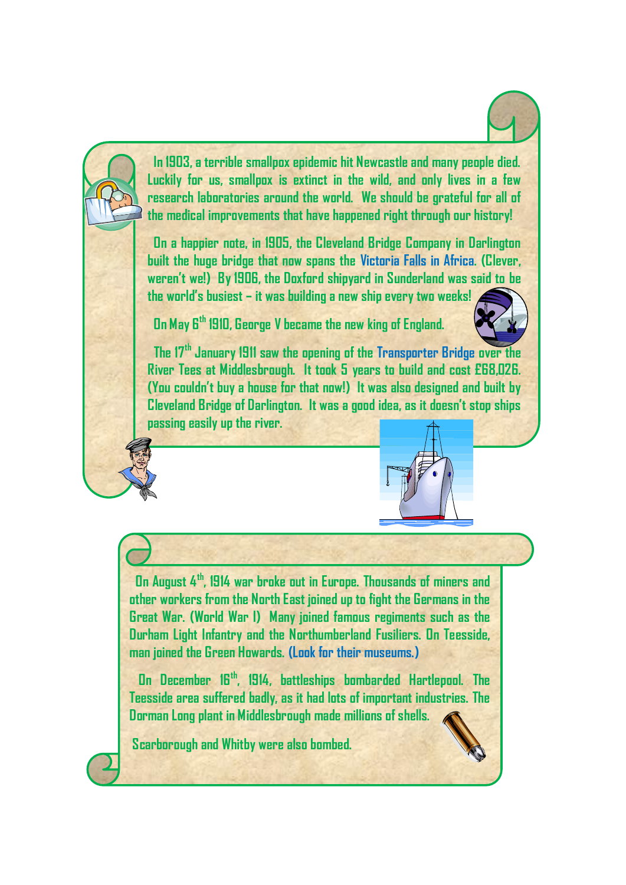In 1903, a terrible smallpox epidemic hit Newcastle and many people died. Luckily for us, smallpox is extinct in the wild, and only lives in a few research laboratories around the world. We should be grateful for all of the medical improvements that have happened right through our history!

On a happier note, in 1905, the Cleveland Bridge Company in Darlington built the huge bridge that now spans the Victoria Falls in Africa. (Clever, weren't we!) By 1906, the Doxford shipyard in Sunderland was said to be the world's busiest – it was building a new ship every two weeks!

On May 6th 1910, George V became the new king of England.

The 17th January 1911 saw the opening of the Transporter Bridge over the River Tees at Middlesbrough. It took 5 years to build and cost £68,026. (You couldn't buy a house for that now!) It was also designed and built by Cleveland Bridge of Darlington. It was a good idea, as it doesn't stop ships passing easily up the river.

On August 4th, 1914 war broke out in Europe. Thousands of miners and other workers from the North East joined up to fight the Germans in the Great War. (World War I) Many joined famous regiments such as the Durham Light Infantry and the Northumberland Fusiliers. On Teesside, man joined the Green Howards. **(Look for their museums.)**

On December 16th, 1914, battleships bombarded Hartlepool. The Teesside area suffered badly, as it had lots of important industries. The Dorman Long plant in Middlesbrough made millions of shells.

Scarborough and Whitby were also bombed.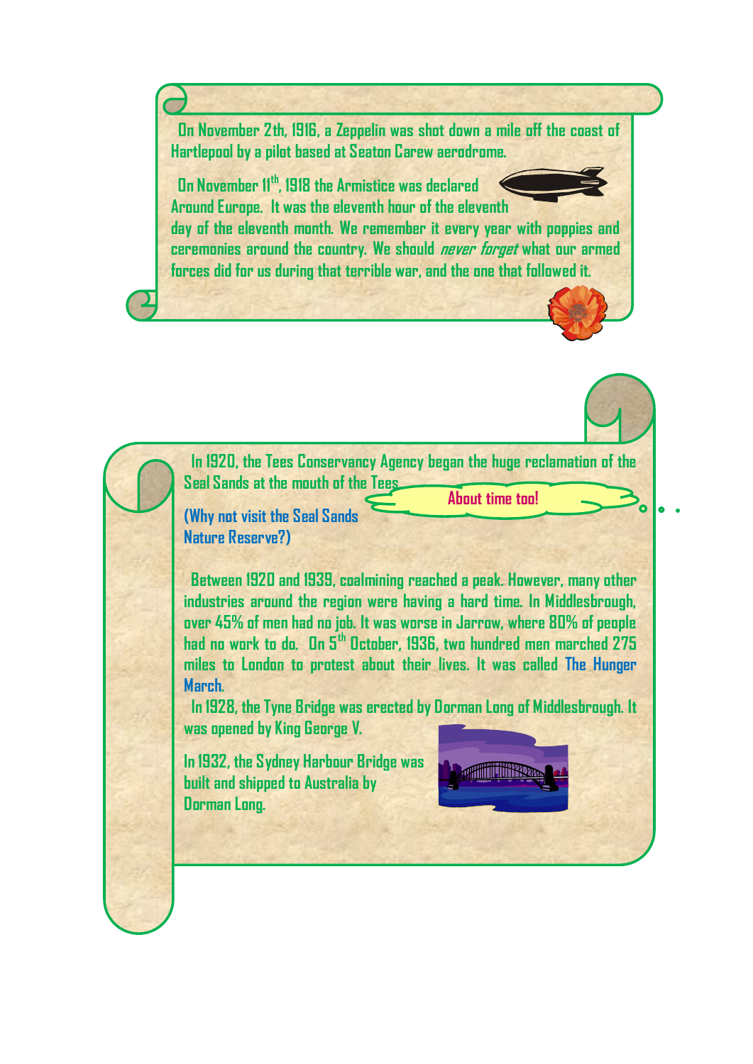On November 2th, 1916, a Zeppelin was shot down a mile off the coast of Hartlepool by a pilot based at Seaton Carew aerodrome.

On November 11th, 1918 the Armistice was declared Around Europe. It was the eleventh hour of the eleventh day of the eleventh month. We remember it every year with poppies and ceremonies around the country. We should *never forget* what our armed forces did for us during that terrible war, and the one that followed it.

In 1920, the Tees Conservancy Agency began the huge reclamation of the Seal Sands at the mouth of the Tees.

About time too!

(Why not visit the Seal Sands Nature Reserve?)

Between 1920 and 1939, coalmining reached a peak. However, many other industries around the region were having a hard time. In Middlesbrough, over 45% of men had no job. It was worse in Jarrow, where 80% of people had no work to do. On 5th October, 1936, two hundred men marched 275 miles to London to protest about their lives. It was called The Hunger March.

In 1928, the Tyne Bridge was erected by Dorman Long of Middlesbrough. It was opened by King George V.

In 1932, the Sydney Harbour Bridge was built and shipped to Australia by Dorman Long.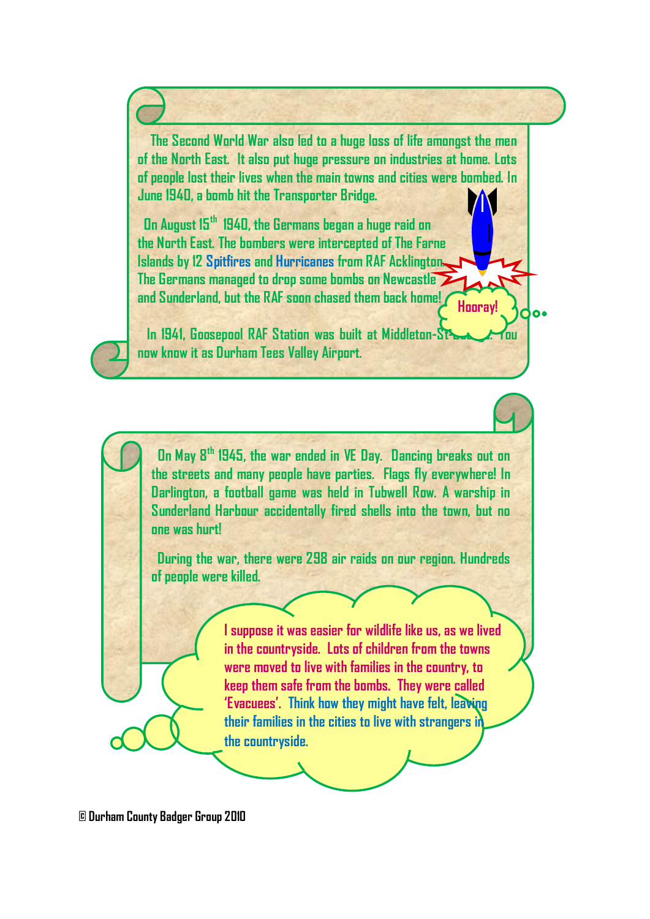The Second World War also led to a huge loss of life amongst the men of the North East. It also put huge pressure on industries at home. Lots of people lost their lives when the main towns and cities were bombed. In June 1940, a bomb hit the Transporter Bridge.

On August 15th 1940, the Germans began a huge raid on the North East. The bombers were intercepted of The Farne Islands by 12 Spitfires and Hurricanes from RAF Acklington. The Germans managed to drop some bombs on Newcastle and Sunderland, but the RAF soon chased them back home!

Hooray!

In 1941, Goosepool RAF Station was built at Middleton-St-George. You now know it as Durham Tees Valley Airport.

On May 8th 1945, the war ended in VE Day. Dancing breaks out on the streets and many people have parties. Flags fly everywhere! In Darlington, a football game was held in Tubwell Row. A warship in Sunderland Harbour accidentally fired shells into the town, but no one was hurt!

During the war, there were 298 air raids on our region. Hundreds of people were killed.

I suppose it was easier for wildlife like us, as we lived in the countryside. Lots of children from the towns were moved to live with families in the country, to keep them safe from the bombs. They were called 'Evacuees'. Think how they might have felt, leaving their families in the cities to live with strangers in the countryside.

© Durham County Badger Group 2010